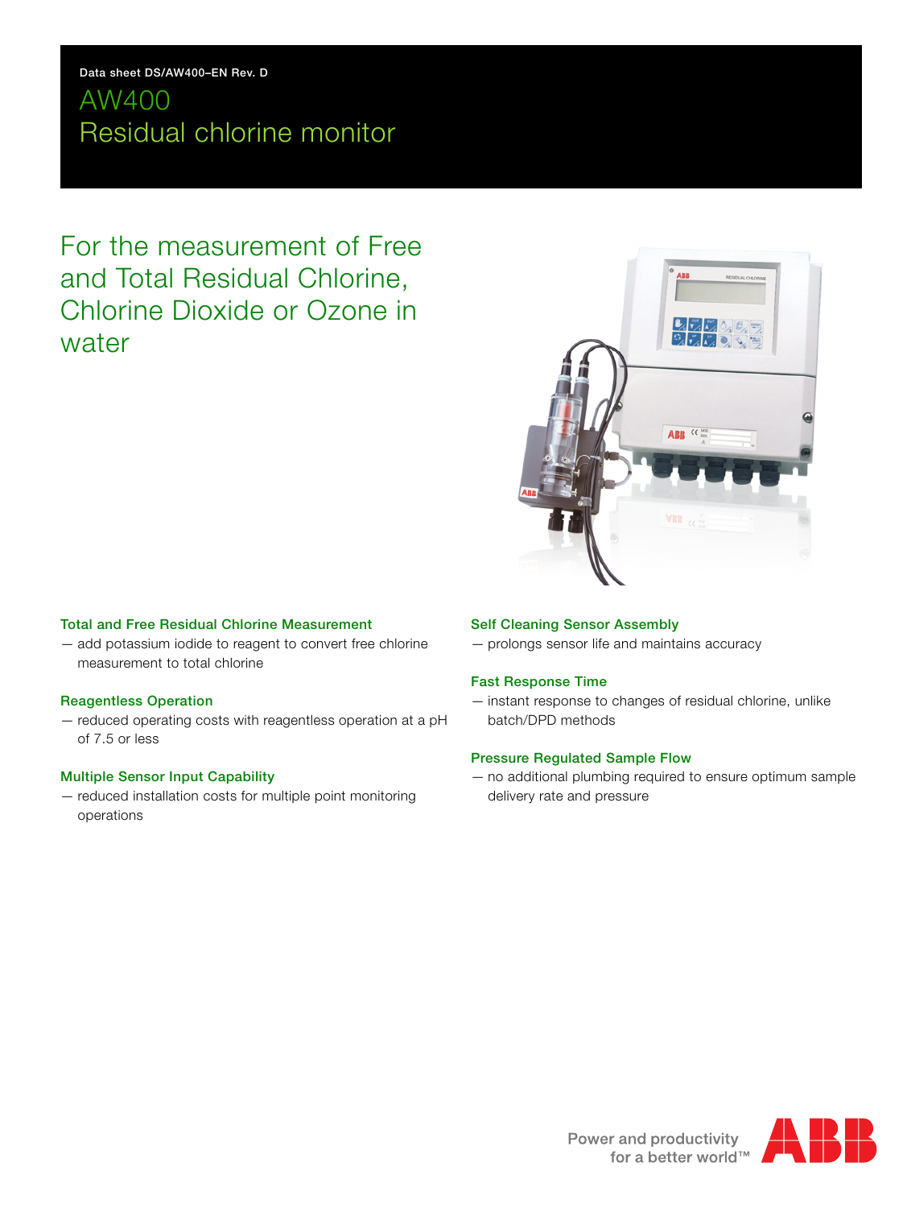Data sheet DS/AW400–EN Rev. D

# AW400
# Residual chlorine monitor

## For the measurement of Free and Total Residual Chlorine, Chlorine Dioxide or Ozone in water

### Total and Free Residual Chlorine Measurement

— add potassium iodide to reagent to convert free chlorine measurement to total chlorine

### Reagentless Operation

— reduced operating costs with reagentless operation at a pH of 7.5 or less

### Multiple Sensor Input Capability

— reduced installation costs for multiple point monitoring operations

### Self Cleaning Sensor Assembly

— prolongs sensor life and maintains accuracy

### Fast Response Time

— instant response to changes of residual chlorine, unlike batch/DPD methods

### Pressure Regulated Sample Flow

— no additional plumbing required to ensure optimum sample delivery rate and pressure

Power and productivity for a better world™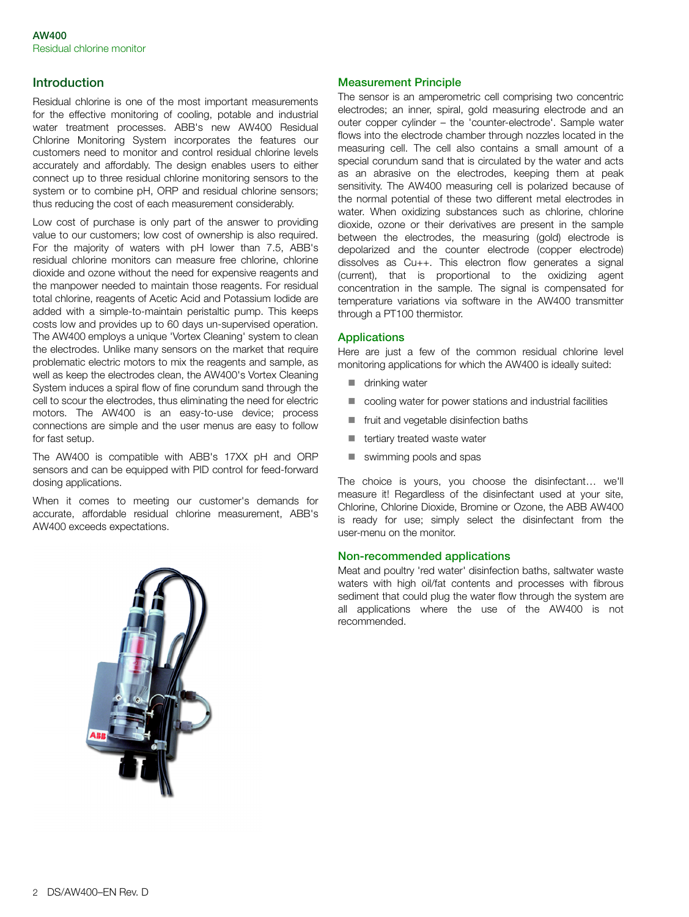## Introduction

Residual chlorine is one of the most important measurements for the effective monitoring of cooling, potable and industrial water treatment processes. ABB's new AW400 Residual Chlorine Monitoring System incorporates the features our customers need to monitor and control residual chlorine levels accurately and affordably. The design enables users to either connect up to three residual chlorine monitoring sensors to the system or to combine pH, ORP and residual chlorine sensors; thus reducing the cost of each measurement considerably.

Low cost of purchase is only part of the answer to providing value to our customers; low cost of ownership is also required. For the majority of waters with pH lower than 7.5, ABB's residual chlorine monitors can measure free chlorine, chlorine dioxide and ozone without the need for expensive reagents and the manpower needed to maintain those reagents. For residual total chlorine, reagents of Acetic Acid and Potassium Iodide are added with a simple-to-maintain peristaltic pump. This keeps costs low and provides up to 60 days un-supervised operation. The AW400 employs a unique 'Vortex Cleaning' system to clean the electrodes. Unlike many sensors on the market that require problematic electric motors to mix the reagents and sample, as well as keep the electrodes clean, the AW400's Vortex Cleaning System induces a spiral flow of fine corundum sand through the cell to scour the electrodes, thus eliminating the need for electric motors. The AW400 is an easy-to-use device; process connections are simple and the user menus are easy to follow for fast setup.

The AW400 is compatible with ABB's 17XX pH and ORP sensors and can be equipped with PID control for feed-forward dosing applications.

When it comes to meeting our customer's demands for accurate, affordable residual chlorine measurement, ABB's AW400 exceeds expectations.

## Measurement Principle

The sensor is an amperometric cell comprising two concentric electrodes; an inner, spiral, gold measuring electrode and an outer copper cylinder – the 'counter-electrode'. Sample water flows into the electrode chamber through nozzles located in the measuring cell. The cell also contains a small amount of a special corundum sand that is circulated by the water and acts as an abrasive on the electrodes, keeping them at peak sensitivity. The AW400 measuring cell is polarized because of the normal potential of these two different metal electrodes in water. When oxidizing substances such as chlorine, chlorine dioxide, ozone or their derivatives are present in the sample between the electrodes, the measuring (gold) electrode is depolarized and the counter electrode (copper electrode) dissolves as Cu++. This electron flow generates a signal (current), that is proportional to the oxidizing agent concentration in the sample. The signal is compensated for temperature variations via software in the AW400 transmitter through a PT100 thermistor.

## Applications

Here are just a few of the common residual chlorine level monitoring applications for which the AW400 is ideally suited:

- drinking water
- cooling water for power stations and industrial facilities
- fruit and vegetable disinfection baths
- tertiary treated waste water
- swimming pools and spas

The choice is yours, you choose the disinfectant… we'll measure it! Regardless of the disinfectant used at your site, Chlorine, Chlorine Dioxide, Bromine or Ozone, the ABB AW400 is ready for use; simply select the disinfectant from the user-menu on the monitor.

## Non-recommended applications

Meat and poultry 'red water' disinfection baths, saltwater waste waters with high oil/fat contents and processes with fibrous sediment that could plug the water flow through the system are all applications where the use of the AW400 is not recommended.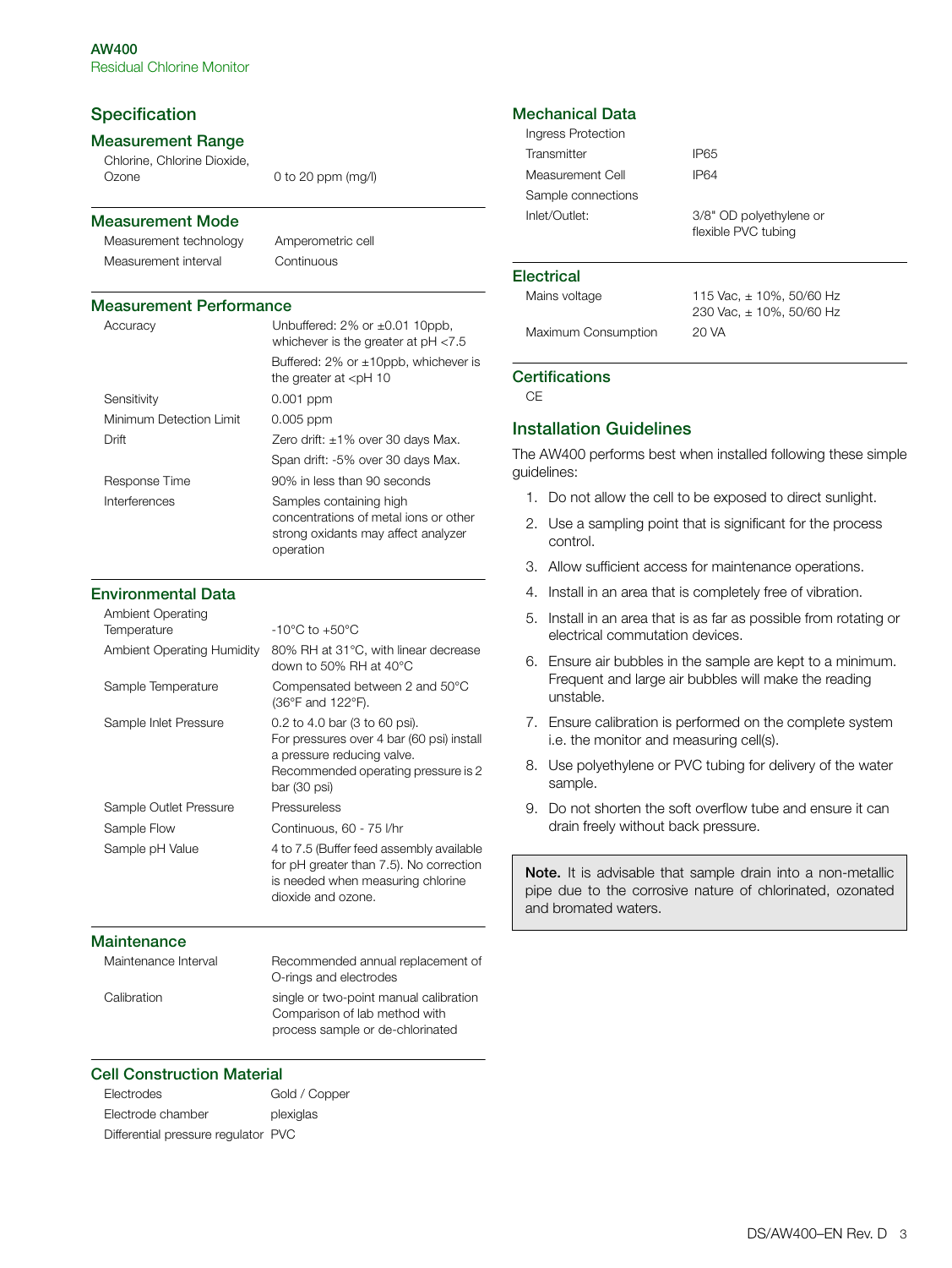# Specification

## Measurement Range

| | |
|---|---|
| Chlorine, Chlorine Dioxide, Ozone | 0 to 20 ppm (mg/l) |

## Measurement Mode

| | |
|---|---|
| Measurement technology | Amperometric cell |
| Measurement interval | Continuous |

## Measurement Performance

| | |
|---|---|
| Accuracy | Unbuffered: 2% or ±0.01 10ppb, whichever is the greater at pH <7.5 |
| | Buffered: 2% or ±10ppb, whichever is the greater at <pH 10 |
| Sensitivity | 0.001 ppm |
| Minimum Detection Limit | 0.005 ppm |
| Drift | Zero drift: ±1% over 30 days Max. |
| | Span drift: -5% over 30 days Max. |
| Response Time | 90% in less than 90 seconds |
| Interferences | Samples containing high concentrations of metal ions or other strong oxidants may affect analyzer operation |

## Environmental Data

| | |
|---|---|
| Ambient Operating Temperature | -10°C to +50°C |
| Ambient Operating Humidity | 80% RH at 31°C, with linear decrease down to 50% RH at 40°C |
| Sample Temperature | Compensated between 2 and 50°C (36°F and 122°F). |
| Sample Inlet Pressure | 0.2 to 4.0 bar (3 to 60 psi). For pressures over 4 bar (60 psi) install a pressure reducing valve. Recommended operating pressure is 2 bar (30 psi) |
| Sample Outlet Pressure | Pressureless |
| Sample Flow | Continuous, 60 - 75 l/hr |
| Sample pH Value | 4 to 7.5 (Buffer feed assembly available for pH greater than 7.5). No correction is needed when measuring chlorine dioxide and ozone. |

## Maintenance

| | |
|---|---|
| Maintenance Interval | Recommended annual replacement of O-rings and electrodes |
| Calibration | single or two-point manual calibration Comparison of lab method with process sample or de-chlorinated |

## Cell Construction Material

| | |
|---|---|
| Electrodes | Gold / Copper |
| Electrode chamber | plexiglas |
| Differential pressure regulator | PVC |

## Mechanical Data

| | |
|---|---|
| Ingress Protection | |
| Transmitter | IP65 |
| Measurement Cell | IP64 |
| Sample connections | |
| Inlet/Outlet: | 3/8" OD polyethylene or flexible PVC tubing |

## Electrical

| | |
|---|---|
| Mains voltage | 115 Vac, ± 10%, 50/60 Hz<br>230 Vac, ± 10%, 50/60 Hz |
| Maximum Consumption | 20 VA |

## Certifications

CE

## Installation Guidelines

The AW400 performs best when installed following these simple guidelines:

1. Do not allow the cell to be exposed to direct sunlight.
2. Use a sampling point that is significant for the process control.
3. Allow sufficient access for maintenance operations.
4. Install in an area that is completely free of vibration.
5. Install in an area that is as far as possible from rotating or electrical commutation devices.
6. Ensure air bubbles in the sample are kept to a minimum. Frequent and large air bubbles will make the reading unstable.
7. Ensure calibration is performed on the complete system i.e. the monitor and measuring cell(s).
8. Use polyethylene or PVC tubing for delivery of the water sample.
9. Do not shorten the soft overflow tube and ensure it can drain freely without back pressure.

**Note.** It is advisable that sample drain into a non-metallic pipe due to the corrosive nature of chlorinated, ozonated and bromated waters.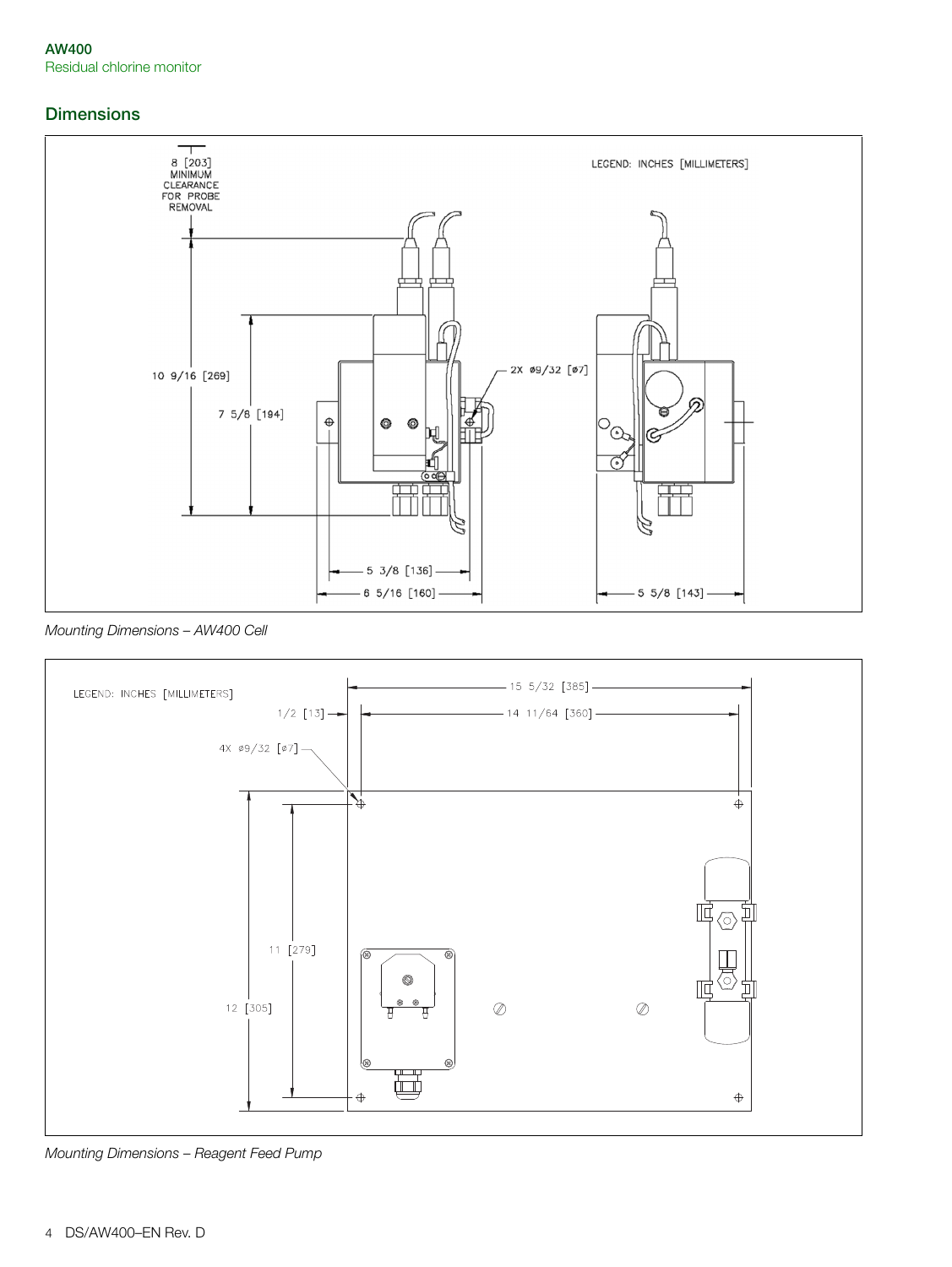## Dimensions

LEGEND: INCHES [MILLIMETERS]

8 [203] MINIMUM CLEARANCE FOR PROBE REMOVAL

10 9/16 [269]

7 5/8 [194]

2X ø9/32 [ø7]

5 3/8 [136]

6 5/16 [160]

5 5/8 [143]

*Mounting Dimensions – AW400 Cell*

LEGEND: INCHES [MILLIMETERS]

15 5/32 [385]

1/2 [13]

14 11/64 [360]

4X ø9/32 [ø7]

11 [279]

12 [305]

*Mounting Dimensions – Reagent Feed Pump*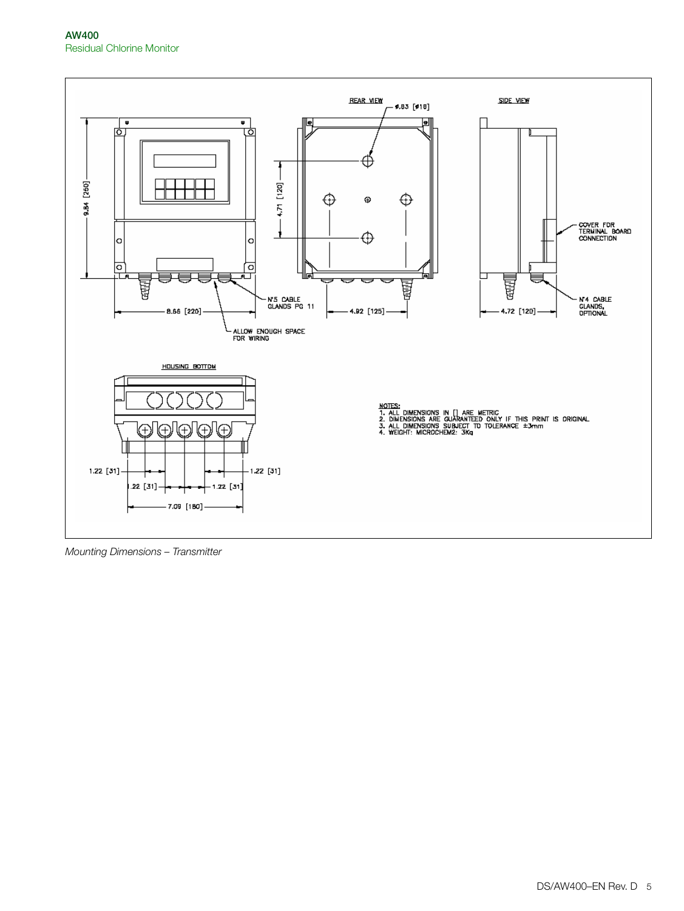REAR VIEW

SIDE VIEW

ø.63 [ø16]

9.84 [250]

4.71 [120]

COVER FOR TERMINAL BOARD CONNECTION

N°5 CABLE GLANDS PG 11

N°4 CABLE GLANDS, OPTIONAL

8.66 [220]

4.92 [125]

4.72 [120]

ALLOW ENOUGH SPACE FOR WIRING

HOUSING BOTTOM

1.22 [31]

1.22 [31]

1.22 [31]

1.22 [31]

7.09 [180]

NOTES:
1. ALL DIMENSIONS IN [] ARE METRIC
2. DIMENSIONS ARE GUARANTEED ONLY IF THIS PRINT IS ORIGINAL
3. ALL DIMENSIONS SUBJECT TO TOLERANCE ±3mm
4. WEIGHT: MICROCHEM2: 3Kg

*Mounting Dimensions – Transmitter*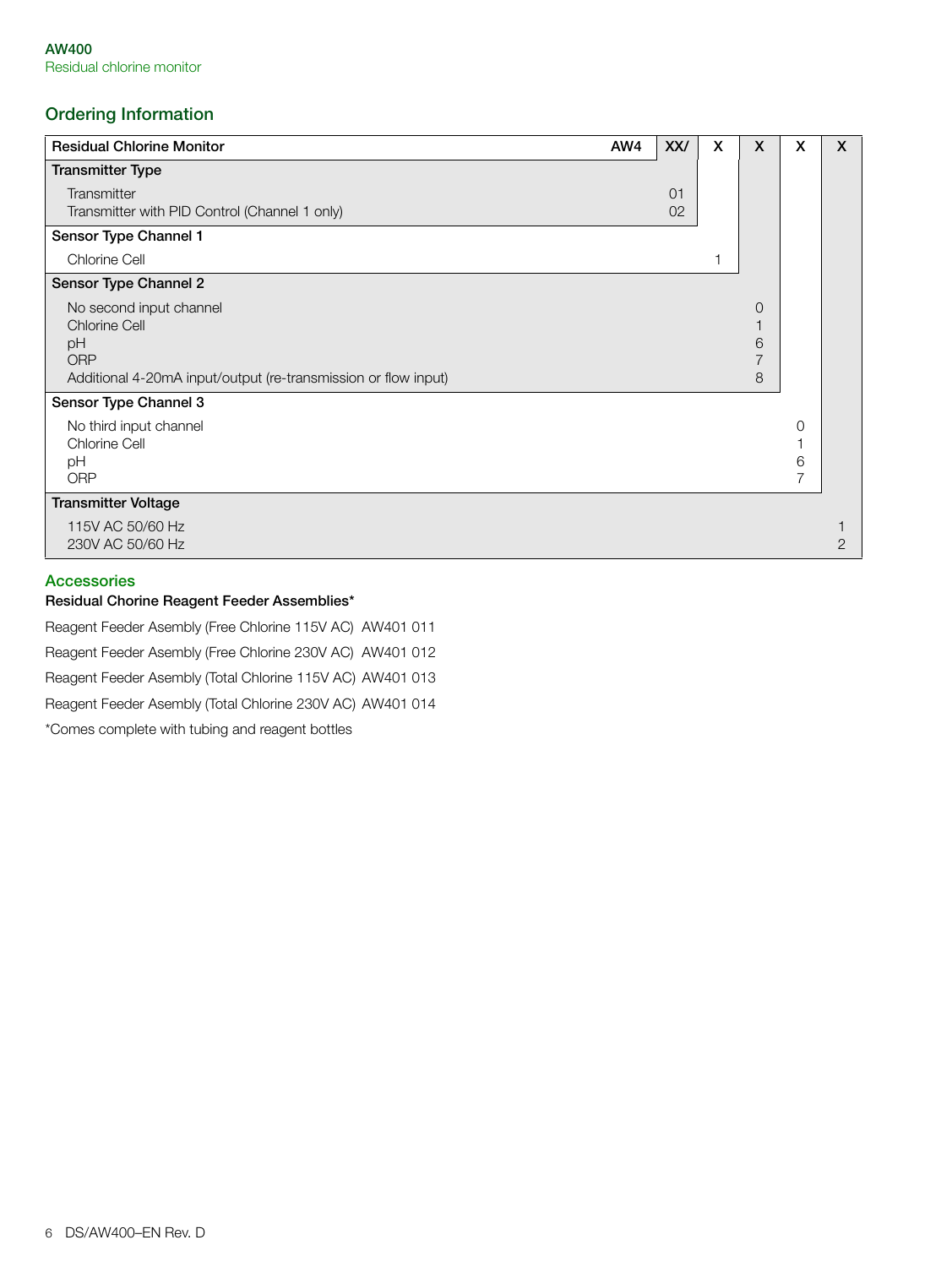## Ordering Information

| Residual Chlorine Monitor | AW4 | XX/ | X | X | X | X |
|---|---|---|---|---|---|---|
| **Transmitter Type** | | | | | | |
| Transmitter | | 01 | | | | |
| Transmitter with PID Control (Channel 1 only) | | 02 | | | | |
| **Sensor Type Channel 1** | | | | | | |
| Chlorine Cell | | | 1 | | | |
| **Sensor Type Channel 2** | | | | | | |
| No second input channel | | | | 0 | | |
| Chlorine Cell | | | | 1 | | |
| pH | | | | 6 | | |
| ORP | | | | 7 | | |
| Additional 4-20mA input/output (re-transmission or flow input) | | | | 8 | | |
| **Sensor Type Channel 3** | | | | | | |
| No third input channel | | | | | 0 | |
| Chlorine Cell | | | | | 1 | |
| pH | | | | | 6 | |
| ORP | | | | | 7 | |
| **Transmitter Voltage** | | | | | | |
| 115V AC 50/60 Hz | | | | | | 1 |
| 230V AC 50/60 Hz | | | | | | 2 |

## Accessories

**Residual Chorine Reagent Feeder Assemblies***

Reagent Feeder Asembly (Free Chlorine 115V AC) AW401 011

Reagent Feeder Asembly (Free Chlorine 230V AC) AW401 012

Reagent Feeder Asembly (Total Chlorine 115V AC) AW401 013

Reagent Feeder Asembly (Total Chlorine 230V AC) AW401 014

*Comes complete with tubing and reagent bottles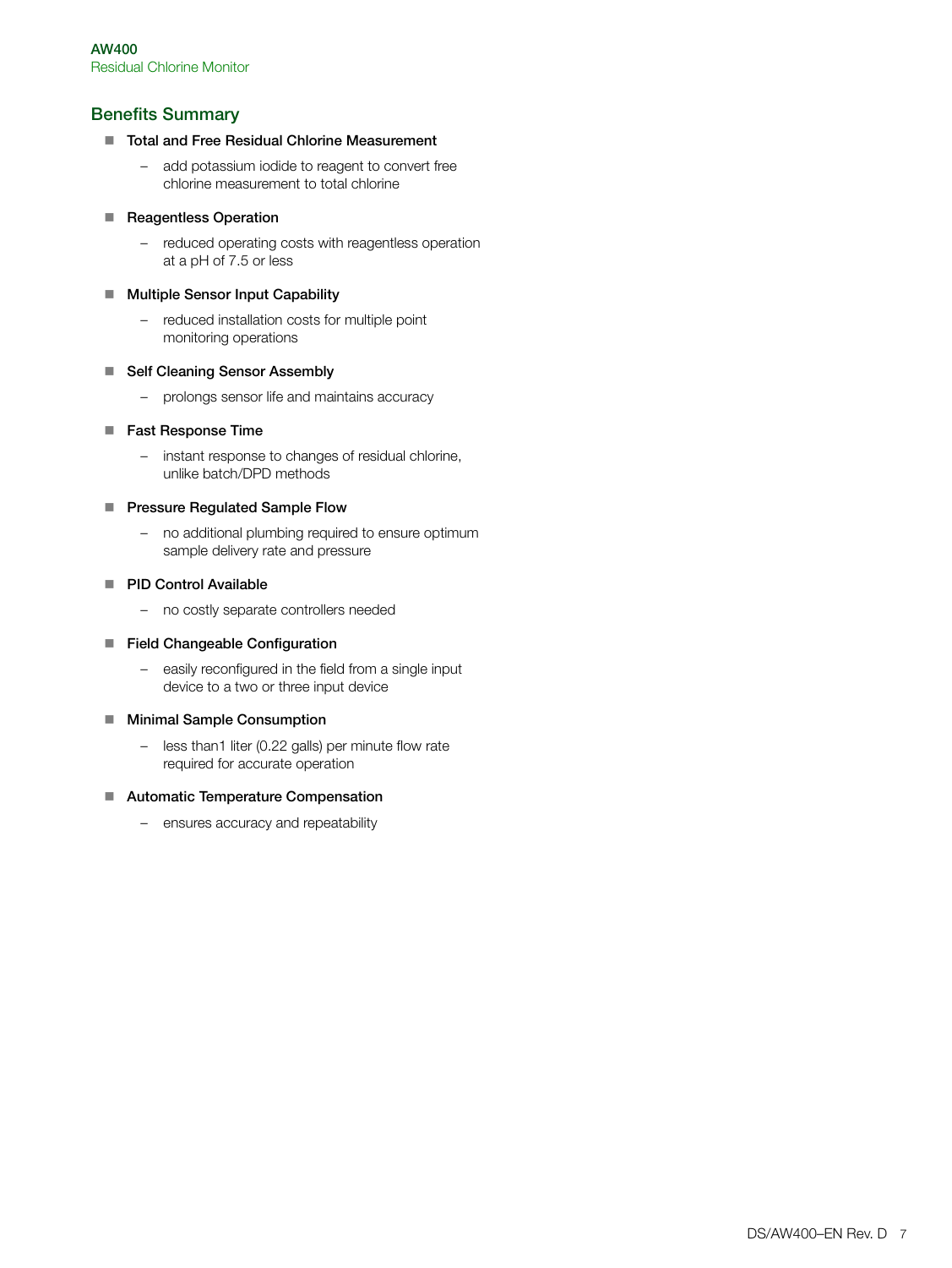## Benefits Summary

- **Total and Free Residual Chlorine Measurement**
  - add potassium iodide to reagent to convert free chlorine measurement to total chlorine
- **Reagentless Operation**
  - reduced operating costs with reagentless operation at a pH of 7.5 or less
- **Multiple Sensor Input Capability**
  - reduced installation costs for multiple point monitoring operations
- **Self Cleaning Sensor Assembly**
  - prolongs sensor life and maintains accuracy
- **Fast Response Time**
  - instant response to changes of residual chlorine, unlike batch/DPD methods
- **Pressure Regulated Sample Flow**
  - no additional plumbing required to ensure optimum sample delivery rate and pressure
- **PID Control Available**
  - no costly separate controllers needed
- **Field Changeable Configuration**
  - easily reconfigured in the field from a single input device to a two or three input device
- **Minimal Sample Consumption**
  - less than1 liter (0.22 galls) per minute flow rate required for accurate operation
- **Automatic Temperature Compensation**
  - ensures accuracy and repeatability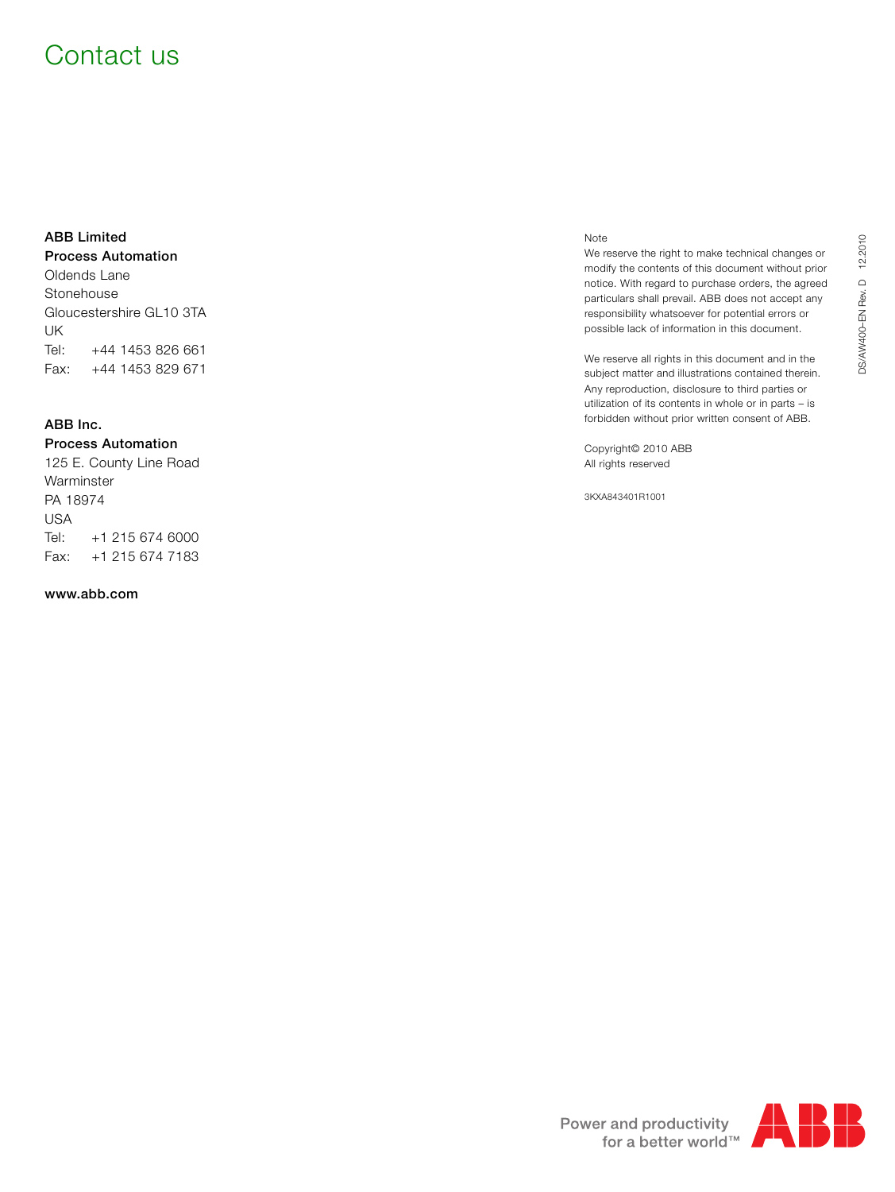# Contact us

**ABB Limited**
**Process Automation**
Oldends Lane
Stonehouse
Gloucestershire GL10 3TA
UK
Tel: +44 1453 826 661
Fax: +44 1453 829 671

**ABB Inc.**
**Process Automation**
125 E. County Line Road
Warminster
PA 18974
USA
Tel: +1 215 674 6000
Fax: +1 215 674 7183

**www.abb.com**

Note
We reserve the right to make technical changes or modify the contents of this document without prior notice. With regard to purchase orders, the agreed particulars shall prevail. ABB does not accept any responsibility whatsoever for potential errors or possible lack of information in this document.

We reserve all rights in this document and in the subject matter and illustrations contained therein. Any reproduction, disclosure to third parties or utilization of its contents in whole or in parts – is forbidden without prior written consent of ABB.

Copyright© 2010 ABB
All rights reserved

3KXA843401R1001

DS/AW400–EN Rev. D 12.2010

Power and productivity
for a better world™